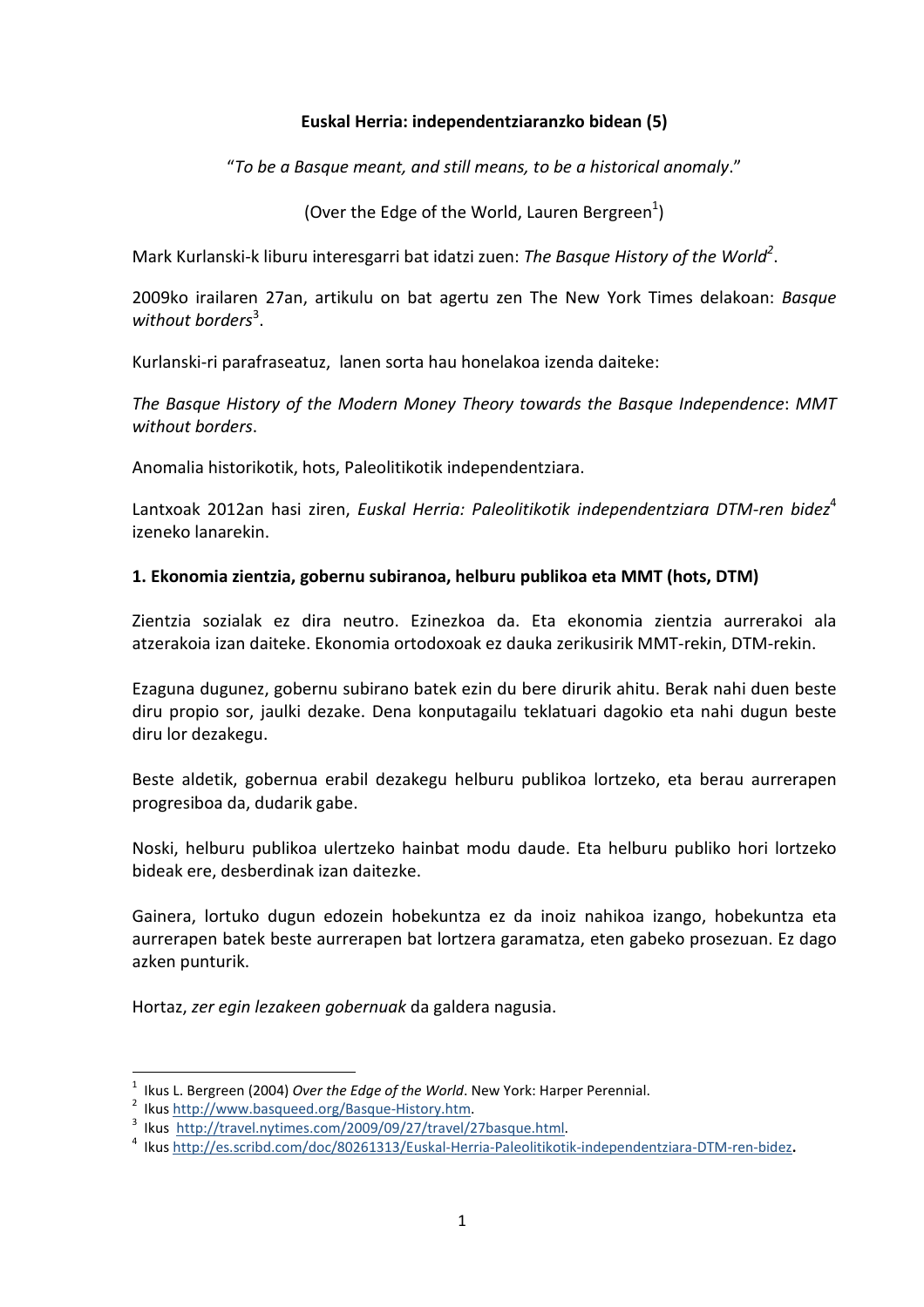**Euskal Herria: independentziaranzko bidean (5)**

"*To be a Basque meant, and still means, to be a historical anomaly*."

(Over the Edge of the World, Lauren Bergreen[1])

Mark Kurlanski-k liburu interesgarri bat idatzi zuen: *The Basque History of the World*[2].

2009ko irailaren 27an, artikulu on bat agertu zen The New York Times delakoan: *Basque without borders*[3].

Kurlanski-ri parafraseatuz, lanen sorta hau honelakoa izenda daiteke:

*The Basque History of the Modern Money Theory towards the Basque Independence*: *MMT without borders*.

Anomalia historikotik, hots, Paleolitikotik independentziara.

Lantxoak 2012an hasi ziren, *Euskal Herria: Paleolitikotik independentziara DTM-ren bidez*[4] izeneko lanarekin.

**1. Ekonomia zientzia, gobernu subiranoa, helburu publikoa eta MMT (hots, DTM)**

Zientzia sozialak ez dira neutro. Ezinezkoa da. Eta ekonomia zientzia aurrerakoi ala atzerakoia izan daiteke. Ekonomia ortodoxoak ez dauka zerikusirik MMT-rekin, DTM-rekin.

Ezaguna dugunez, gobernu subirano batek ezin du bere dirurik ahitu. Berak nahi duen beste diru propio sor, jaulki dezake. Dena konputagailu teklatuari dagokio eta nahi dugun beste diru lor dezakegu.

Beste aldetik, gobernua erabil dezakegu helburu publikoa lortzeko, eta berau aurrerapen progresiboa da, dudarik gabe.

Noski, helburu publikoa ulertzeko hainbat modu daude. Eta helburu publiko hori lortzeko bideak ere, desberdinak izan daitezke.

Gainera, lortuko dugun edozein hobekuntza ez da inoiz nahikoa izango, hobekuntza eta aurrerapen batek beste aurrerapen bat lortzera garamatza, eten gabeko prosezuan. Ez dago azken punturik.

Hortaz, *zer egin lezakeen gobernuak* da galdera nagusia.

---

[1] Ikus L. Bergreen (2004) *Over the Edge of the World*. New York: Harper Perennial.

[2] Ikus http://www.basqueed.org/Basque-History.htm.

[3] Ikus http://travel.nytimes.com/2009/09/27/travel/27basque.html.

[4] Ikus http://es.scribd.com/doc/80261313/Euskal-Herria-Paleolitikotik-independentziara-DTM-ren-bidez.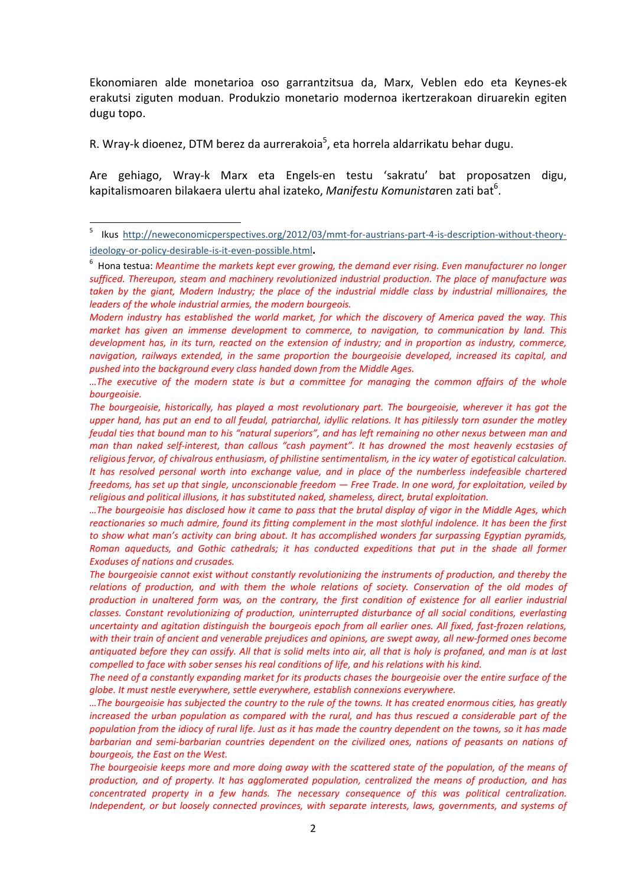Ekonomiaren alde monetarioa oso garrantzitsua da, Marx, Veblen edo eta Keynes-ek erakutsi ziguten moduan. Produkzio monetario modernoa ikertzerakoan diruarekin egiten dugu topo.

R. Wray-k dioenez, DTM berez da aurrerakoia[5], eta horrela aldarrikatu behar dugu.

Are gehiago, Wray-k Marx eta Engels-en testu 'sakratu' bat proposatzen digu, kapitalismoaren bilakaera ulertu ahal izateko, *Manifestu Komunista*ren zati bat[6].

---

[5] Ikus http://neweconomicperspectives.org/2012/03/mmt-for-austrians-part-4-is-description-without-theory-ideology-or-policy-desirable-is-it-even-possible.html.

[6] Hona testua: *Meantime the markets kept ever growing, the demand ever rising. Even manufacturer no longer sufficed. Thereupon, steam and machinery revolutionized industrial production. The place of manufacture was taken by the giant, Modern Industry; the place of the industrial middle class by industrial millionaires, the leaders of the whole industrial armies, the modern bourgeois.*

*Modern industry has established the world market, for which the discovery of America paved the way. This market has given an immense development to commerce, to navigation, to communication by land. This development has, in its turn, reacted on the extension of industry; and in proportion as industry, commerce, navigation, railways extended, in the same proportion the bourgeoisie developed, increased its capital, and pushed into the background every class handed down from the Middle Ages.*

*…The executive of the modern state is but a committee for managing the common affairs of the whole bourgeoisie.*

*The bourgeoisie, historically, has played a most revolutionary part. The bourgeoisie, wherever it has got the upper hand, has put an end to all feudal, patriarchal, idyllic relations. It has pitilessly torn asunder the motley feudal ties that bound man to his "natural superiors", and has left remaining no other nexus between man and man than naked self-interest, than callous "cash payment". It has drowned the most heavenly ecstasies of religious fervor, of chivalrous enthusiasm, of philistine sentimentalism, in the icy water of egotistical calculation. It has resolved personal worth into exchange value, and in place of the numberless indefeasible chartered freedoms, has set up that single, unconscionable freedom — Free Trade. In one word, for exploitation, veiled by religious and political illusions, it has substituted naked, shameless, direct, brutal exploitation.*

*…The bourgeoisie has disclosed how it came to pass that the brutal display of vigor in the Middle Ages, which reactionaries so much admire, found its fitting complement in the most slothful indolence. It has been the first to show what man's activity can bring about. It has accomplished wonders far surpassing Egyptian pyramids, Roman aqueducts, and Gothic cathedrals; it has conducted expeditions that put in the shade all former Exoduses of nations and crusades.*

*The bourgeoisie cannot exist without constantly revolutionizing the instruments of production, and thereby the relations of production, and with them the whole relations of society. Conservation of the old modes of production in unaltered form was, on the contrary, the first condition of existence for all earlier industrial classes. Constant revolutionizing of production, uninterrupted disturbance of all social conditions, everlasting uncertainty and agitation distinguish the bourgeois epoch from all earlier ones. All fixed, fast-frozen relations, with their train of ancient and venerable prejudices and opinions, are swept away, all new-formed ones become antiquated before they can ossify. All that is solid melts into air, all that is holy is profaned, and man is at last compelled to face with sober senses his real conditions of life, and his relations with his kind.*

*The need of a constantly expanding market for its products chases the bourgeoisie over the entire surface of the globe. It must nestle everywhere, settle everywhere, establish connexions everywhere.*

*…The bourgeoisie has subjected the country to the rule of the towns. It has created enormous cities, has greatly increased the urban population as compared with the rural, and has thus rescued a considerable part of the population from the idiocy of rural life. Just as it has made the country dependent on the towns, so it has made barbarian and semi-barbarian countries dependent on the civilized ones, nations of peasants on nations of bourgeois, the East on the West.*

*The bourgeoisie keeps more and more doing away with the scattered state of the population, of the means of production, and of property. It has agglomerated population, centralized the means of production, and has concentrated property in a few hands. The necessary consequence of this was political centralization. Independent, or but loosely connected provinces, with separate interests, laws, governments, and systems of*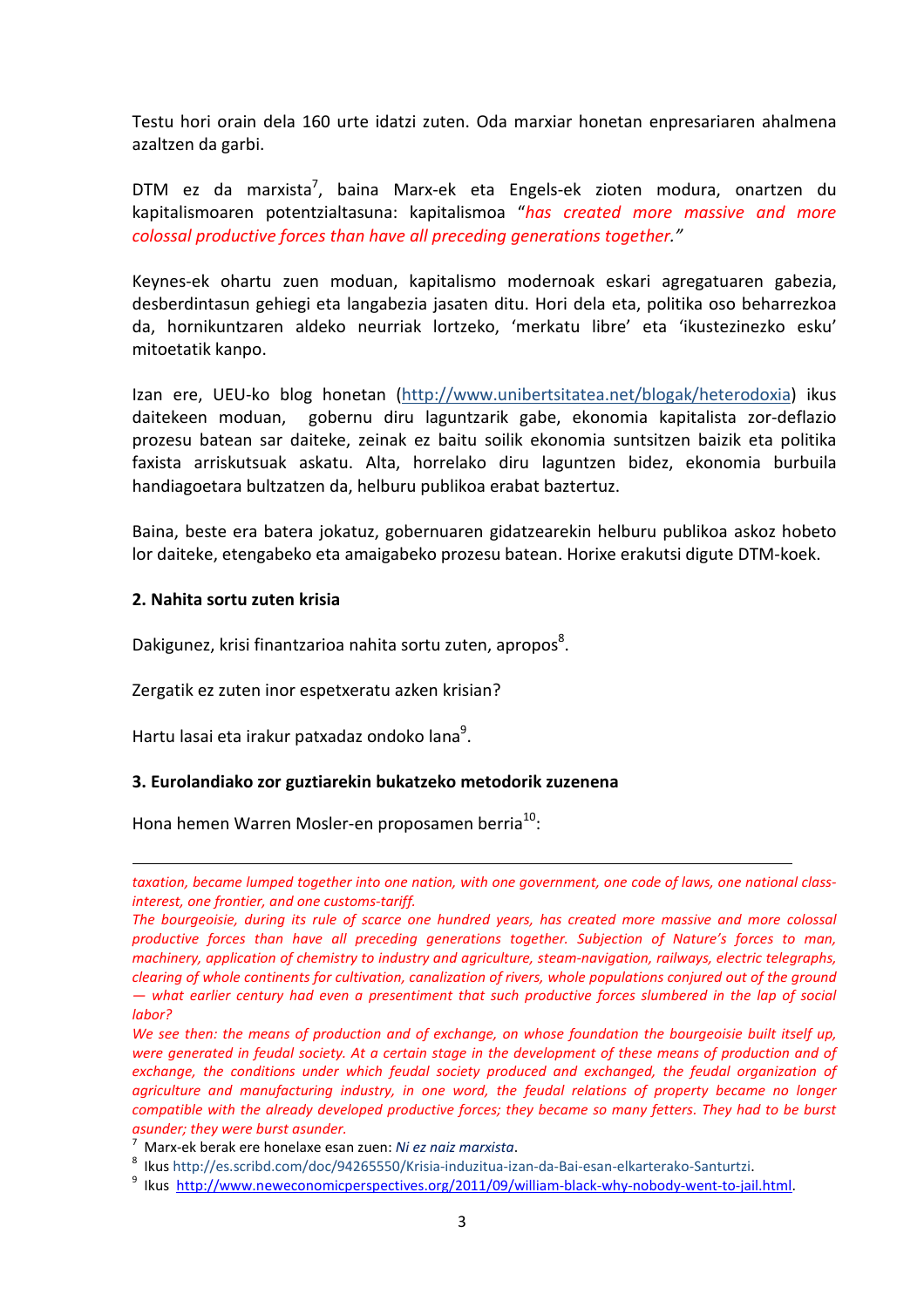Testu hori orain dela 160 urte idatzi zuten. Oda marxiar honetan enpresariaren ahalmena azaltzen da garbi.

DTM ez da marxista[7], baina Marx-ek eta Engels-ek zioten modura, onartzen du kapitalismoaren potentzialtasuna: kapitalismoa "*has created more massive and more colossal productive forces than have all preceding generations together.*"

Keynes-ek ohartu zuen moduan, kapitalismo modernoak eskari agregatuaren gabezia, desberdintasun gehiegi eta langabezia jasaten ditu. Hori dela eta, politika oso beharrezkoa da, hornikuntzaren aldeko neurriak lortzeko, 'merkatu libre' eta 'ikustezinezko esku' mitoetatik kanpo.

Izan ere, UEU-ko blog honetan (http://www.unibertsitatea.net/blogak/heterodoxia) ikus daitekeen moduan, gobernu diru laguntzarik gabe, ekonomia kapitalista zor-deflazio prozesu batean sar daiteke, zeinak ez baitu soilik ekonomia suntsitzen baizik eta politika faxista arriskutsuak askatu. Alta, horrelako diru laguntzen bidez, ekonomia burbuila handiagoetara bultzatzen da, helburu publikoa erabat baztertuz.

Baina, beste era batera jokatuz, gobernuaren gidatzearekin helburu publikoa askoz hobeto lor daiteke, etengabeko eta amaigabeko prozesu batean. Horixe erakutsi digute DTM-koek.

**2. Nahita sortu zuten krisia**

Dakigunez, krisi finantzarioa nahita sortu zuten, apropos[8].

Zergatik ez zuten inor espetxeratu azken krisian?

Hartu lasai eta irakur patxadaz ondoko lana[9].

**3. Eurolandiako zor guztiarekin bukatzeko metodorik zuzenena**

Hona hemen Warren Mosler-en proposamen berria[10]:

---

*taxation, became lumped together into one nation, with one government, one code of laws, one national class-interest, one frontier, and one customs-tariff.*
*The bourgeoisie, during its rule of scarce one hundred years, has created more massive and more colossal productive forces than have all preceding generations together. Subjection of Nature's forces to man, machinery, application of chemistry to industry and agriculture, steam-navigation, railways, electric telegraphs, clearing of whole continents for cultivation, canalization of rivers, whole populations conjured out of the ground — what earlier century had even a presentiment that such productive forces slumbered in the lap of social labor?*
*We see then: the means of production and of exchange, on whose foundation the bourgeoisie built itself up, were generated in feudal society. At a certain stage in the development of these means of production and of exchange, the conditions under which feudal society produced and exchanged, the feudal organization of agriculture and manufacturing industry, in one word, the feudal relations of property became no longer compatible with the already developed productive forces; they became so many fetters. They had to be burst asunder; they were burst asunder.*

[7] Marx-ek berak ere honelaxe esan zuen: *Ni ez naiz marxista*.

[8] Ikus http://es.scribd.com/doc/94265550/Krisia-induzitua-izan-da-Bai-esan-elkarterako-Santurtzi.

[9] Ikus http://www.neweconomicperspectives.org/2011/09/william-black-why-nobody-went-to-jail.html.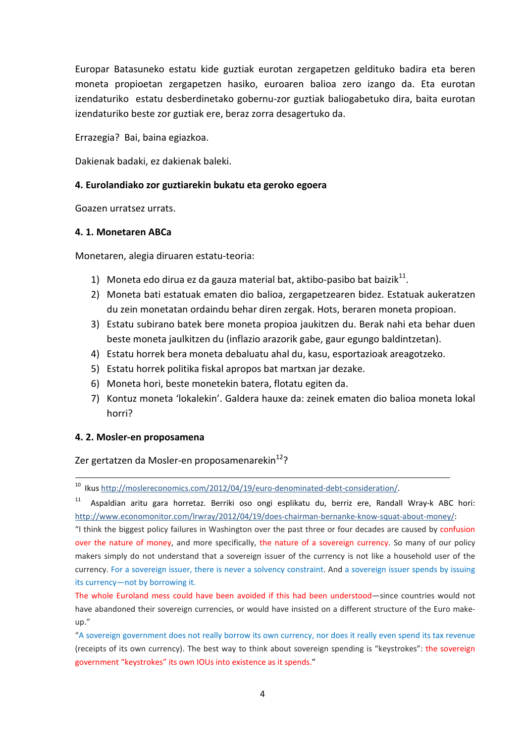Europar Batasuneko estatu kide guztiak eurotan zergapetzen geldituko badira eta beren moneta propioetan zergapetzen hasiko, euroaren balioa zero izango da. Eta eurotan izendaturiko estatu desberdinetako gobernu-zor guztiak baliogabetuko dira, baita eurotan izendaturiko beste zor guztiak ere, beraz zorra desagertuko da.

Errazegia? Bai, baina egiazkoa.

Dakienak badaki, ez dakienak baleki.

**4. Eurolandiako zor guztiarekin bukatu eta geroko egoera**

Goazen urratsez urrats.

**4. 1. Monetaren ABCa**

Monetaren, alegia diruaren estatu-teoria:

1) Moneta edo dirua ez da gauza material bat, aktibo-pasibo bat baizik[11].
2) Moneta bati estatuak ematen dio balioa, zergapetzearen bidez. Estatuak aukeratzen du zein monetatan ordaindu behar diren zergak. Hots, beraren moneta propioan.
3) Estatu subirano batek bere moneta propioa jaukitzen du. Berak nahi eta behar duen beste moneta jaulkitzen du (inflazio arazorik gabe, gaur egungo baldintzetan).
4) Estatu horrek bera moneta debaluatu ahal du, kasu, esportazioak areagotzeko.
5) Estatu horrek politika fiskal apropos bat martxan jar dezake.
6) Moneta hori, beste monetekin batera, flotatu egiten da.
7) Kontuz moneta 'lokalekin'. Galdera hauxe da: zeinek ematen dio balioa moneta lokal horri?

**4. 2. Mosler-en proposamena**

Zer gertatzen da Mosler-en proposamenarekin[12]?

---

[10] Ikus http://moslereconomics.com/2012/04/19/euro-denominated-debt-consideration/.

[11] Aspaldian aritu gara horretaz. Berriki oso ongi esplikatu du, berriz ere, Randall Wray-k ABC hori: http://www.economonitor.com/lrwray/2012/04/19/does-chairman-bernanke-know-squat-about-money/:

"I think the biggest policy failures in Washington over the past three or four decades are caused by confusion over the nature of money, and more specifically, the nature of a sovereign currency. So many of our policy makers simply do not understand that a sovereign issuer of the currency is not like a household user of the currency. For a sovereign issuer, there is never a solvency constraint. And a sovereign issuer spends by issuing its currency—not by borrowing it.

The whole Euroland mess could have been avoided if this had been understood—since countries would not have abandoned their sovereign currencies, or would have insisted on a different structure of the Euro make-up."

"A sovereign government does not really borrow its own currency, nor does it really even spend its tax revenue (receipts of its own currency). The best way to think about sovereign spending is "keystrokes": the sovereign government "keystrokes" its own IOUs into existence as it spends."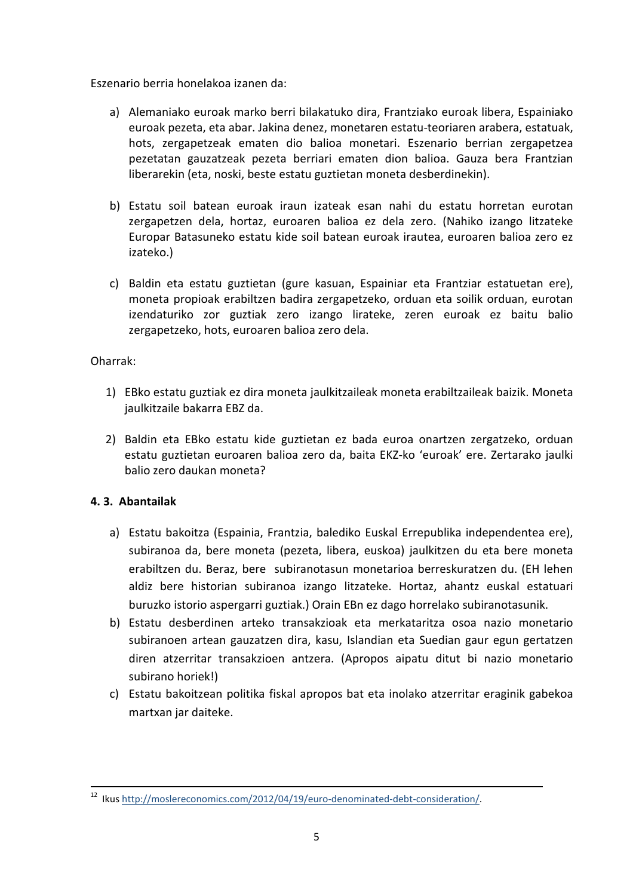Eszenario berria honelakoa izanen da:

a) Alemaniako euroak marko berri bilakatuko dira, Frantziako euroak libera, Espainiako euroak pezeta, eta abar. Jakina denez, monetaren estatu-teoriaren arabera, estatuak, hots, zergapetzeak ematen dio balioa monetari. Eszenario berrian zergapetzea pezetatan gauzatzeak pezeta berriari ematen dion balioa. Gauza bera Frantzian liberarekin (eta, noski, beste estatu guztietan moneta desberdinekin).

b) Estatu soil batean euroak iraun izateak esan nahi du estatu horretan eurotan zergapetzen dela, hortaz, euroaren balioa ez dela zero. (Nahiko izango litzateke Europar Batasuneko estatu kide soil batean euroak irautea, euroaren balioa zero ez izateko.)

c) Baldin eta estatu guztietan (gure kasuan, Espainiar eta Frantziar estatuetan ere), moneta propioak erabiltzen badira zergapetzeko, orduan eta soilik orduan, eurotan izendaturiko zor guztiak zero izango lirateke, zeren euroak ez baitu balio zergapetzeko, hots, euroaren balioa zero dela.

Oharrak:

1) EBko estatu guztiak ez dira moneta jaulkitzaileak moneta erabiltzaileak baizik. Moneta jaulkitzaile bakarra EBZ da.

2) Baldin eta EBko estatu kide guztietan ez bada euroa onartzen zergatzeko, orduan estatu guztietan euroaren balioa zero da, baita EKZ-ko 'euroak' ere. Zertarako jaulki balio zero daukan moneta?

### 4. 3. Abantailak

a) Estatu bakoitza (Espainia, Frantzia, balediko Euskal Errepublika independentea ere), subiranoa da, bere moneta (pezeta, libera, euskoa) jaulkitzen du eta bere moneta erabiltzen du. Beraz, bere subiranotasun monetarioa berreskuratzen du. (EH lehen aldiz bere historian subiranoa izango litzateke. Hortaz, ahantz euskal estatuari buruzko istorio aspergarri guztiak.) Orain EBn ez dago horrelako subiranotasunik.

b) Estatu desberdinen arteko transakzioak eta merkataritza osoa nazio monetario subiranoen artean gauzatzen dira, kasu, Islandian eta Suedian gaur egun gertatzen diren atzerritar transakzioen antzera. (Apropos aipatu ditut bi nazio monetario subirano horiek!)

c) Estatu bakoitzean politika fiskal apropos bat eta inolako atzerritar eraginik gabekoa martxan jar daiteke.

---

[12] Ikus http://moslereconomics.com/2012/04/19/euro-denominated-debt-consideration/.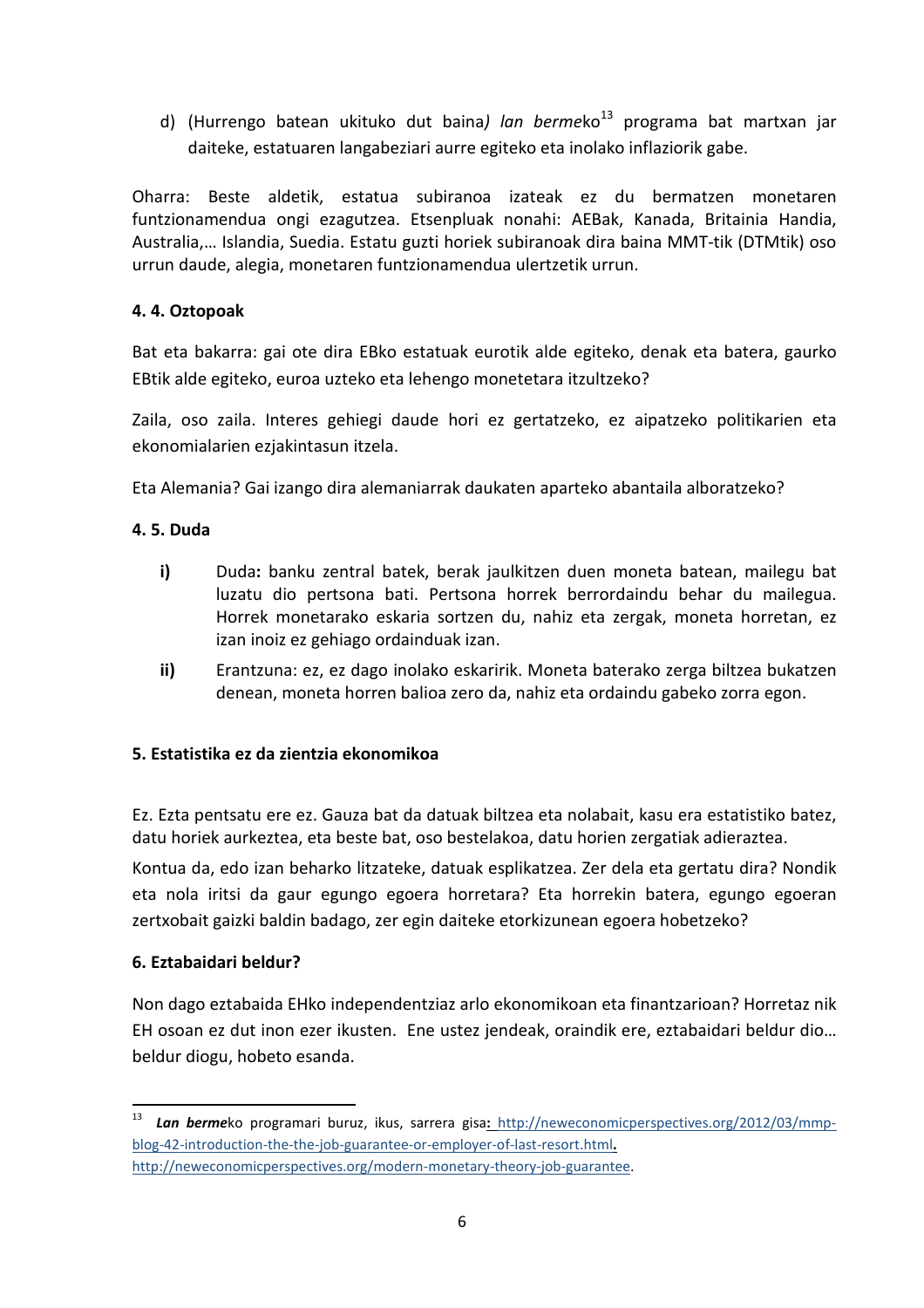d) (Hurrengo batean ukituko dut baina*) lan berme*ko[13] programa bat martxan jar daiteke, estatuaren langabeziari aurre egiteko eta inolako inflaziorik gabe.

Oharra: Beste aldetik, estatua subiranoa izateak ez du bermatzen monetaren funtzionamendua ongi ezagutzea. Etsenpluak nonahi: AEBak, Kanada, Britainia Handia, Australia,… Islandia, Suedia. Estatu guzti horiek subiranoak dira baina MMT-tik (DTMtik) oso urrun daude, alegia, monetaren funtzionamendua ulertzetik urrun.

**4. 4. Oztopoak**

Bat eta bakarra: gai ote dira EBko estatuak eurotik alde egiteko, denak eta batera, gaurko EBtik alde egiteko, euroa uzteko eta lehengo monetetara itzultzeko?

Zaila, oso zaila. Interes gehiegi daude hori ez gertatzeko, ez aipatzeko politikarien eta ekonomialarien ezjakintasun itzela.

Eta Alemania? Gai izango dira alemaniarrak daukaten aparteko abantaila alboratzeko?

**4. 5. Duda**

**i)** Duda**:** banku zentral batek, berak jaulkitzen duen moneta batean, mailegu bat luzatu dio pertsona bati. Pertsona horrek berrordaindu behar du mailegua. Horrek monetarako eskaria sortzen du, nahiz eta zergak, moneta horretan, ez izan inoiz ez gehiago ordainduak izan.

**ii)** Erantzuna: ez, ez dago inolako eskaririk. Moneta baterako zerga biltzea bukatzen denean, moneta horren balioa zero da, nahiz eta ordaindu gabeko zorra egon.

**5. Estatistika ez da zientzia ekonomikoa**

Ez. Ezta pentsatu ere ez. Gauza bat da datuak biltzea eta nolabait, kasu era estatistiko batez, datu horiek aurkeztea, eta beste bat, oso bestelakoa, datu horien zergatiak adieraztea.

Kontua da, edo izan beharko litzateke, datuak esplikatzea. Zer dela eta gertatu dira? Nondik eta nola iritsi da gaur egungo egoera horretara? Eta horrekin batera, egungo egoeran zertxobait gaizki baldin badago, zer egin daiteke etorkizunean egoera hobetzeko?

**6. Eztabaidari beldur?**

Non dago eztabaida EHko independentziaz arlo ekonomikoan eta finantzarioan? Horretaz nik EH osoan ez dut inon ezer ikusten. Ene ustez jendeak, oraindik ere, eztabaidari beldur dio… beldur diogu, hobeto esanda.

---

[13] ***Lan berme***ko programari buruz, ikus, sarrera gisa**:** http://neweconomicperspectives.org/2012/03/mmp-blog-42-introduction-the-the-job-guarantee-or-employer-of-last-resort.html**.** http://neweconomicperspectives.org/modern-monetary-theory-job-guarantee.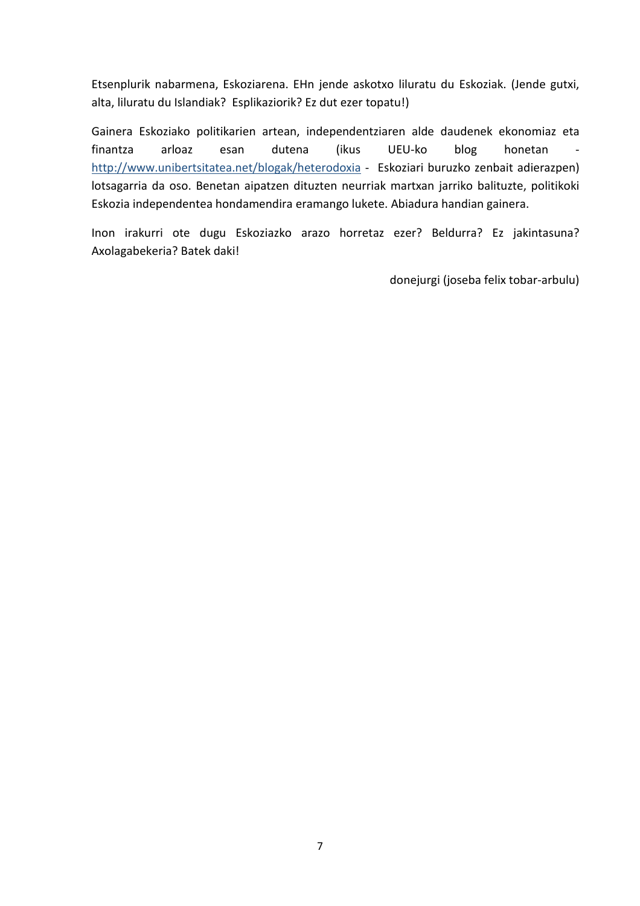Etsenplurik nabarmena, Eskoziarena. EHn jende askotxo liluratu du Eskoziak. (Jende gutxi, alta, liluratu du Islandiak? Esplikaziorik? Ez dut ezer topatu!)

Gainera Eskoziako politikarien artean, independentziaren alde daudenek ekonomiaz eta finantza arloaz esan dutena (ikus UEU-ko blog honetan - [http://www.unibertsitatea.net/blogak/heterodoxia](http://www.unibertsitatea.net/blogak/heterodoxia) - Eskoziari buruzko zenbait adierazpen) lotsagarria da oso. Benetan aipatzen dituzten neurriak martxan jarriko balituzte, politikoki Eskozia independentea hondamendira eramango lukete. Abiadura handian gainera.

Inon irakurri ote dugu Eskoziazko arazo horretaz ezer? Beldurra? Ez jakintasuna? Axolagabekeria? Batek daki!

donejurgi (joseba felix tobar-arbulu)